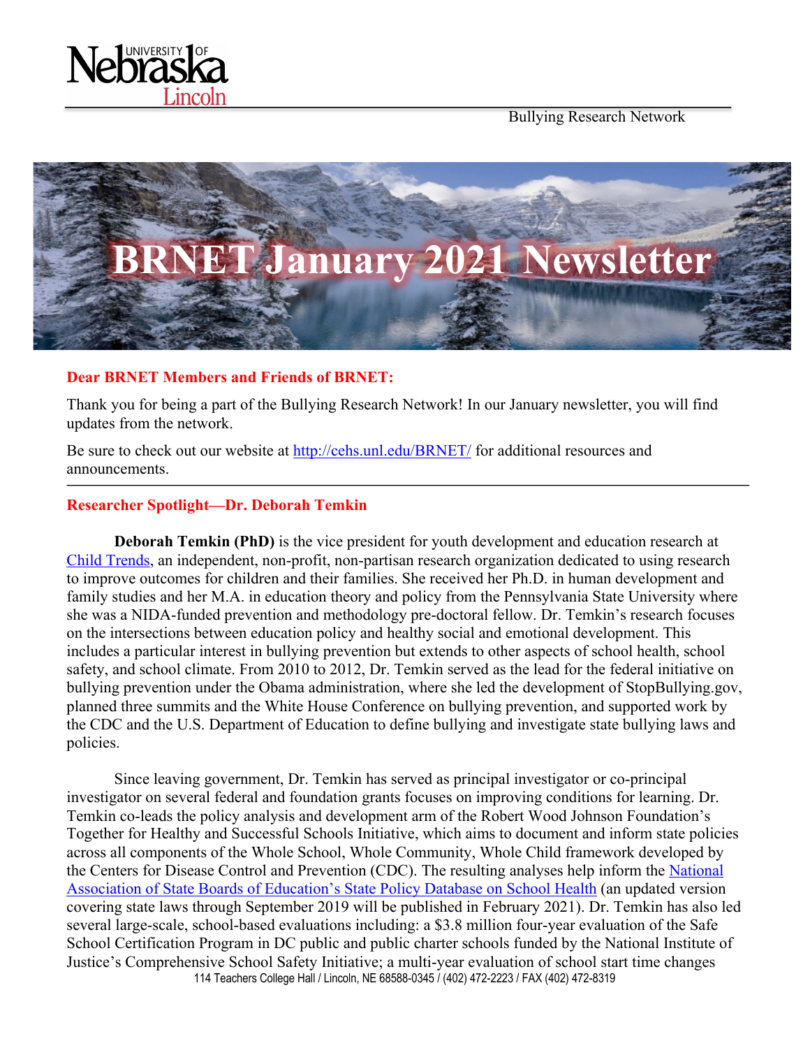Bullying Research Network

# BRNET January 2021 Newsletter

**Dear BRNET Members and Friends of BRNET:**

Thank you for being a part of the Bullying Research Network! In our January newsletter, you will find updates from the network.

Be sure to check out our website at http://cehs.unl.edu/BRNET/ for additional resources and announcements.

---

## Researcher Spotlight—Dr. Deborah Temkin

**Deborah Temkin (PhD)** is the vice president for youth development and education research at Child Trends, an independent, non-profit, non-partisan research organization dedicated to using research to improve outcomes for children and their families. She received her Ph.D. in human development and family studies and her M.A. in education theory and policy from the Pennsylvania State University where she was a NIDA-funded prevention and methodology pre-doctoral fellow. Dr. Temkin's research focuses on the intersections between education policy and healthy social and emotional development. This includes a particular interest in bullying prevention but extends to other aspects of school health, school safety, and school climate. From 2010 to 2012, Dr. Temkin served as the lead for the federal initiative on bullying prevention under the Obama administration, where she led the development of StopBullying.gov, planned three summits and the White House Conference on bullying prevention, and supported work by the CDC and the U.S. Department of Education to define bullying and investigate state bullying laws and policies.

Since leaving government, Dr. Temkin has served as principal investigator or co-principal investigator on several federal and foundation grants focuses on improving conditions for learning. Dr. Temkin co-leads the policy analysis and development arm of the Robert Wood Johnson Foundation's Together for Healthy and Successful Schools Initiative, which aims to document and inform state policies across all components of the Whole School, Whole Community, Whole Child framework developed by the Centers for Disease Control and Prevention (CDC). The resulting analyses help inform the National Association of State Boards of Education's State Policy Database on School Health (an updated version covering state laws through September 2019 will be published in February 2021). Dr. Temkin has also led several large-scale, school-based evaluations including: a $3.8 million four-year evaluation of the Safe School Certification Program in DC public and public charter schools funded by the National Institute of Justice's Comprehensive School Safety Initiative; a multi-year evaluation of school start time changes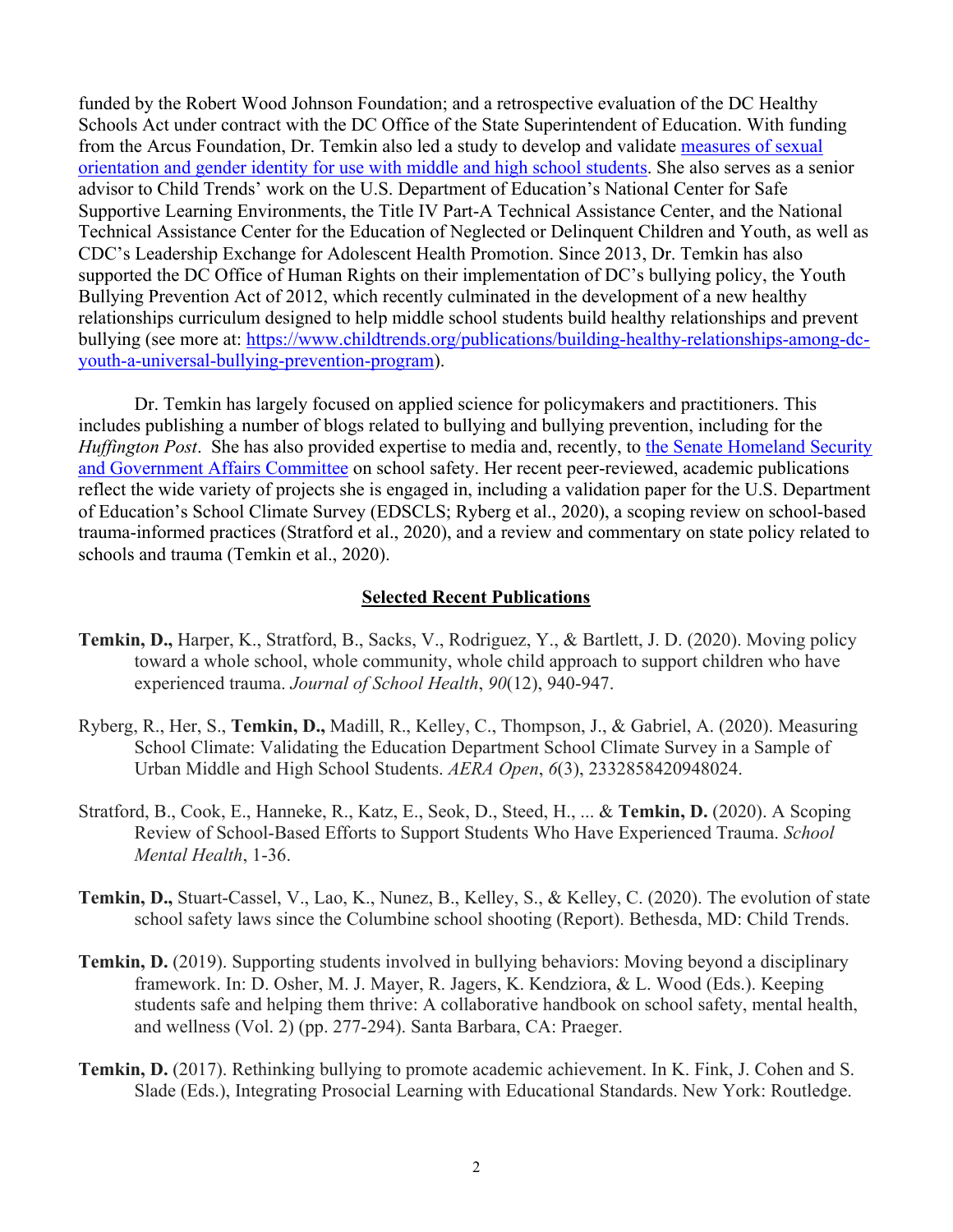funded by the Robert Wood Johnson Foundation; and a retrospective evaluation of the DC Healthy Schools Act under contract with the DC Office of the State Superintendent of Education. With funding from the Arcus Foundation, Dr. Temkin also led a study to develop and validate [measures of sexual orientation and gender identity for use with middle and high school students](). She also serves as a senior advisor to Child Trends' work on the U.S. Department of Education's National Center for Safe Supportive Learning Environments, the Title IV Part-A Technical Assistance Center, and the National Technical Assistance Center for the Education of Neglected or Delinquent Children and Youth, as well as CDC's Leadership Exchange for Adolescent Health Promotion. Since 2013, Dr. Temkin has also supported the DC Office of Human Rights on their implementation of DC's bullying policy, the Youth Bullying Prevention Act of 2012, which recently culminated in the development of a new healthy relationships curriculum designed to help middle school students build healthy relationships and prevent bullying (see more at: https://www.childtrends.org/publications/building-healthy-relationships-among-dc-youth-a-universal-bullying-prevention-program).

Dr. Temkin has largely focused on applied science for policymakers and practitioners. This includes publishing a number of blogs related to bullying and bullying prevention, including for the *Huffington Post*. She has also provided expertise to media and, recently, to the Senate Homeland Security and Government Affairs Committee on school safety. Her recent peer-reviewed, academic publications reflect the wide variety of projects she is engaged in, including a validation paper for the U.S. Department of Education's School Climate Survey (EDSCLS; Ryberg et al., 2020), a scoping review on school-based trauma-informed practices (Stratford et al., 2020), and a review and commentary on state policy related to schools and trauma (Temkin et al., 2020).

## Selected Recent Publications

**Temkin, D.,** Harper, K., Stratford, B., Sacks, V., Rodriguez, Y., & Bartlett, J. D. (2020). Moving policy toward a whole school, whole community, whole child approach to support children who have experienced trauma. *Journal of School Health*, *90*(12), 940-947.

Ryberg, R., Her, S., **Temkin, D.,** Madill, R., Kelley, C., Thompson, J., & Gabriel, A. (2020). Measuring School Climate: Validating the Education Department School Climate Survey in a Sample of Urban Middle and High School Students. *AERA Open*, *6*(3), 2332858420948024.

Stratford, B., Cook, E., Hanneke, R., Katz, E., Seok, D., Steed, H., ... & **Temkin, D.** (2020). A Scoping Review of School-Based Efforts to Support Students Who Have Experienced Trauma. *School Mental Health*, 1-36.

**Temkin, D.,** Stuart-Cassel, V., Lao, K., Nunez, B., Kelley, S., & Kelley, C. (2020). The evolution of state school safety laws since the Columbine school shooting (Report). Bethesda, MD: Child Trends.

**Temkin, D.** (2019). Supporting students involved in bullying behaviors: Moving beyond a disciplinary framework. In: D. Osher, M. J. Mayer, R. Jagers, K. Kendziora, & L. Wood (Eds.). Keeping students safe and helping them thrive: A collaborative handbook on school safety, mental health, and wellness (Vol. 2) (pp. 277-294). Santa Barbara, CA: Praeger.

**Temkin, D.** (2017). Rethinking bullying to promote academic achievement. In K. Fink, J. Cohen and S. Slade (Eds.), Integrating Prosocial Learning with Educational Standards. New York: Routledge.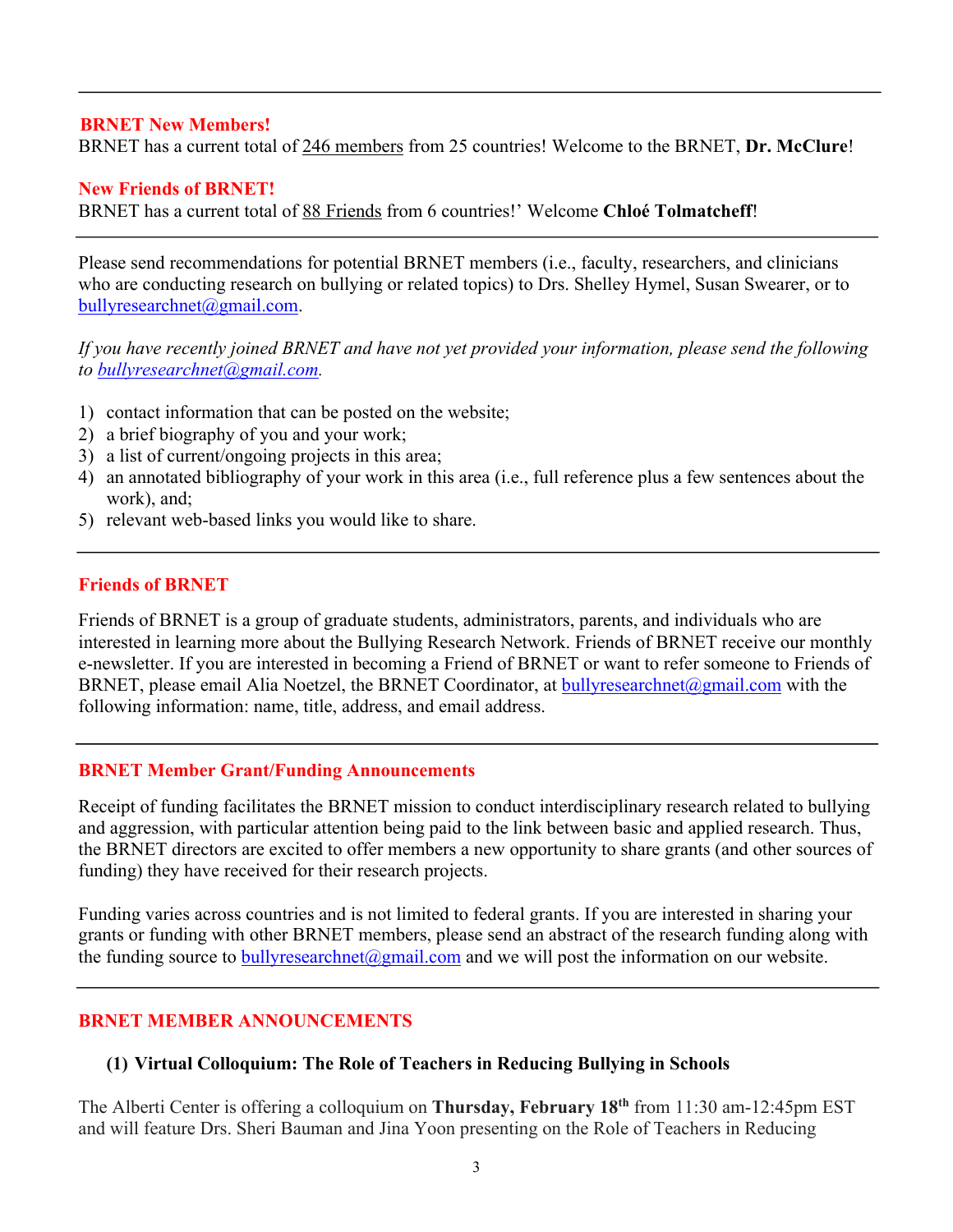---

## BRNET New Members!

BRNET has a current total of 246 members from 25 countries! Welcome to the BRNET, **Dr. McClure**!

## New Friends of BRNET!

BRNET has a current total of 88 Friends from 6 countries!' Welcome **Chloé Tolmatcheff**!

---

Please send recommendations for potential BRNET members (i.e., faculty, researchers, and clinicians who are conducting research on bullying or related topics) to Drs. Shelley Hymel, Susan Swearer, or to bullyresearchnet@gmail.com.

*If you have recently joined BRNET and have not yet provided your information, please send the following to bullyresearchnet@gmail.com.*

1) contact information that can be posted on the website;
2) a brief biography of you and your work;
3) a list of current/ongoing projects in this area;
4) an annotated bibliography of your work in this area (i.e., full reference plus a few sentences about the work), and;
5) relevant web-based links you would like to share.

---

## Friends of BRNET

Friends of BRNET is a group of graduate students, administrators, parents, and individuals who are interested in learning more about the Bullying Research Network. Friends of BRNET receive our monthly e-newsletter. If you are interested in becoming a Friend of BRNET or want to refer someone to Friends of BRNET, please email Alia Noetzel, the BRNET Coordinator, at bullyresearchnet@gmail.com with the following information: name, title, address, and email address.

---

## BRNET Member Grant/Funding Announcements

Receipt of funding facilitates the BRNET mission to conduct interdisciplinary research related to bullying and aggression, with particular attention being paid to the link between basic and applied research. Thus, the BRNET directors are excited to offer members a new opportunity to share grants (and other sources of funding) they have received for their research projects.

Funding varies across countries and is not limited to federal grants. If you are interested in sharing your grants or funding with other BRNET members, please send an abstract of the research funding along with the funding source to bullyresearchnet@gmail.com and we will post the information on our website.

---

## BRNET MEMBER ANNOUNCEMENTS

### (1) Virtual Colloquium: The Role of Teachers in Reducing Bullying in Schools

The Alberti Center is offering a colloquium on **Thursday, February 18th** from 11:30 am-12:45pm EST and will feature Drs. Sheri Bauman and Jina Yoon presenting on the Role of Teachers in Reducing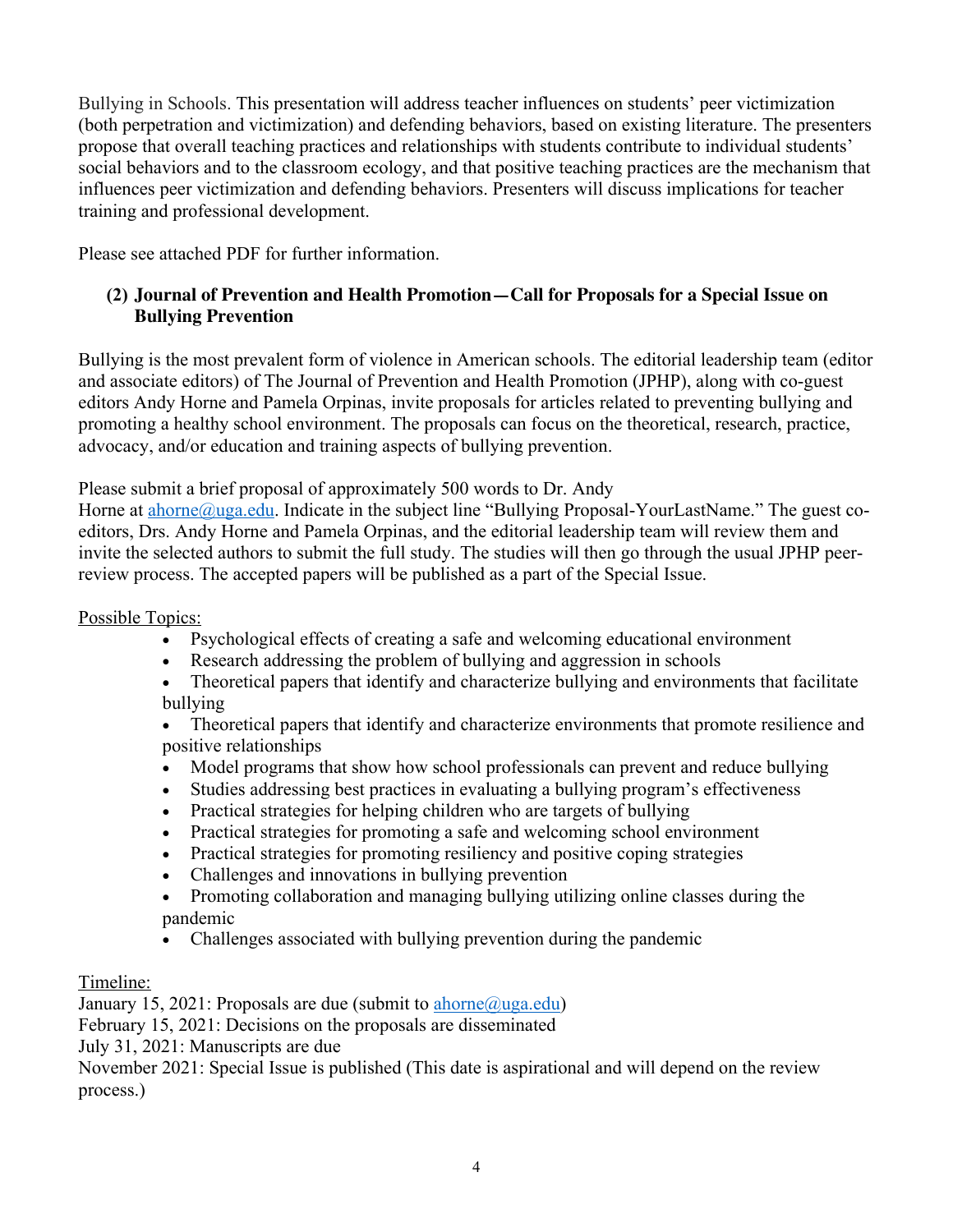Bullying in Schools. This presentation will address teacher influences on students' peer victimization (both perpetration and victimization) and defending behaviors, based on existing literature. The presenters propose that overall teaching practices and relationships with students contribute to individual students' social behaviors and to the classroom ecology, and that positive teaching practices are the mechanism that influences peer victimization and defending behaviors. Presenters will discuss implications for teacher training and professional development.

Please see attached PDF for further information.

### (2) Journal of Prevention and Health Promotion—Call for Proposals for a Special Issue on Bullying Prevention

Bullying is the most prevalent form of violence in American schools. The editorial leadership team (editor and associate editors) of The Journal of Prevention and Health Promotion (JPHP), along with co-guest editors Andy Horne and Pamela Orpinas, invite proposals for articles related to preventing bullying and promoting a healthy school environment. The proposals can focus on the theoretical, research, practice, advocacy, and/or education and training aspects of bullying prevention.

Please submit a brief proposal of approximately 500 words to Dr. Andy Horne at [ahorne@uga.edu](mailto:ahorne@uga.edu). Indicate in the subject line "Bullying Proposal-YourLastName." The guest co-editors, Drs. Andy Horne and Pamela Orpinas, and the editorial leadership team will review them and invite the selected authors to submit the full study. The studies will then go through the usual JPHP peer-review process. The accepted papers will be published as a part of the Special Issue.

Possible Topics:

- Psychological effects of creating a safe and welcoming educational environment
- Research addressing the problem of bullying and aggression in schools
- Theoretical papers that identify and characterize bullying and environments that facilitate bullying
- Theoretical papers that identify and characterize environments that promote resilience and positive relationships
- Model programs that show how school professionals can prevent and reduce bullying
- Studies addressing best practices in evaluating a bullying program's effectiveness
- Practical strategies for helping children who are targets of bullying
- Practical strategies for promoting a safe and welcoming school environment
- Practical strategies for promoting resiliency and positive coping strategies
- Challenges and innovations in bullying prevention
- Promoting collaboration and managing bullying utilizing online classes during the pandemic
- Challenges associated with bullying prevention during the pandemic

Timeline:

January 15, 2021: Proposals are due (submit to [ahorne@uga.edu](mailto:ahorne@uga.edu))
February 15, 2021: Decisions on the proposals are disseminated
July 31, 2021: Manuscripts are due
November 2021: Special Issue is published (This date is aspirational and will depend on the review process.)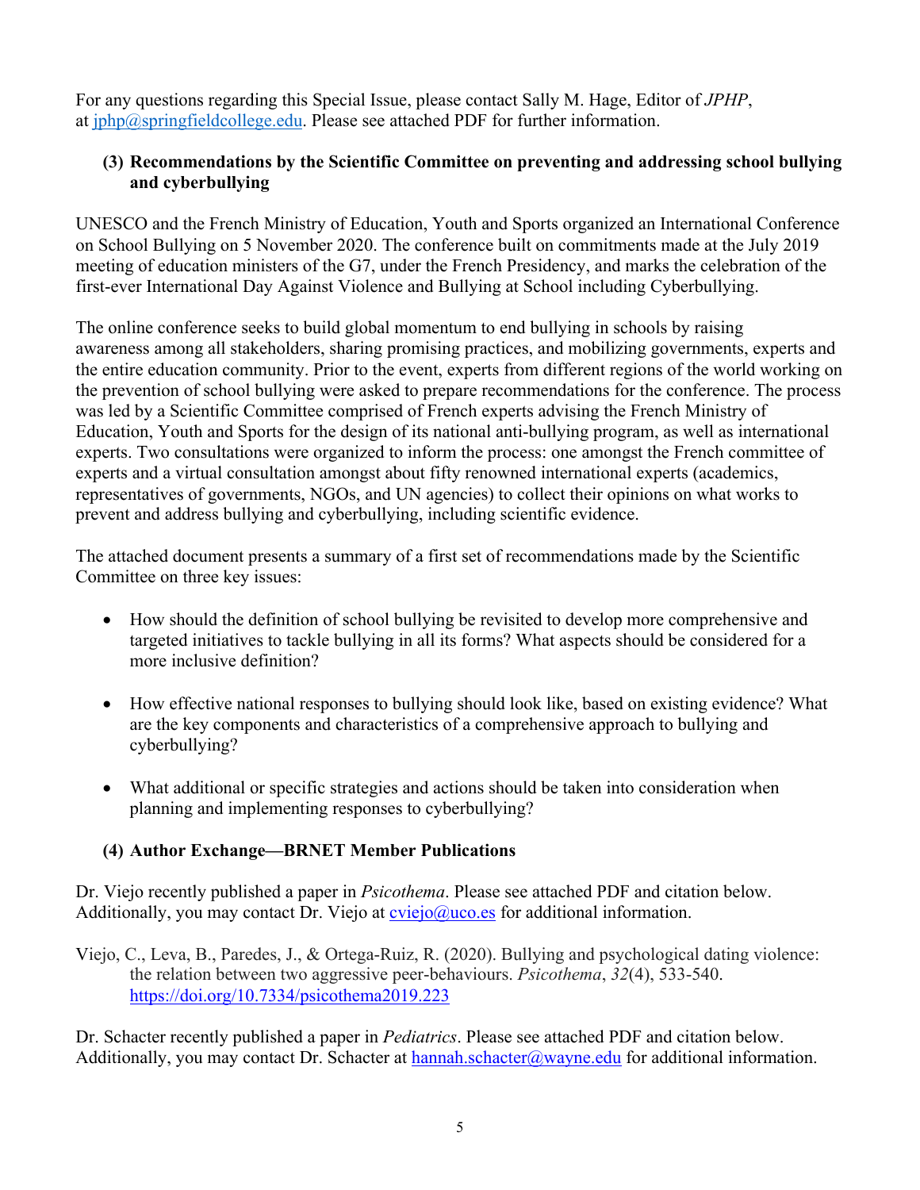For any questions regarding this Special Issue, please contact Sally M. Hage, Editor of *JPHP*, at jphp@springfieldcollege.edu. Please see attached PDF for further information.

### (3) Recommendations by the Scientific Committee on preventing and addressing school bullying and cyberbullying

UNESCO and the French Ministry of Education, Youth and Sports organized an International Conference on School Bullying on 5 November 2020. The conference built on commitments made at the July 2019 meeting of education ministers of the G7, under the French Presidency, and marks the celebration of the first-ever International Day Against Violence and Bullying at School including Cyberbullying.

The online conference seeks to build global momentum to end bullying in schools by raising awareness among all stakeholders, sharing promising practices, and mobilizing governments, experts and the entire education community. Prior to the event, experts from different regions of the world working on the prevention of school bullying were asked to prepare recommendations for the conference. The process was led by a Scientific Committee comprised of French experts advising the French Ministry of Education, Youth and Sports for the design of its national anti-bullying program, as well as international experts. Two consultations were organized to inform the process: one amongst the French committee of experts and a virtual consultation amongst about fifty renowned international experts (academics, representatives of governments, NGOs, and UN agencies) to collect their opinions on what works to prevent and address bullying and cyberbullying, including scientific evidence.

The attached document presents a summary of a first set of recommendations made by the Scientific Committee on three key issues:

- How should the definition of school bullying be revisited to develop more comprehensive and targeted initiatives to tackle bullying in all its forms? What aspects should be considered for a more inclusive definition?
- How effective national responses to bullying should look like, based on existing evidence? What are the key components and characteristics of a comprehensive approach to bullying and cyberbullying?
- What additional or specific strategies and actions should be taken into consideration when planning and implementing responses to cyberbullying?

### (4) Author Exchange—BRNET Member Publications

Dr. Viejo recently published a paper in *Psicothema*. Please see attached PDF and citation below. Additionally, you may contact Dr. Viejo at cviejo@uco.es for additional information.

Viejo, C., Leva, B., Paredes, J., & Ortega-Ruiz, R. (2020). Bullying and psychological dating violence: the relation between two aggressive peer-behaviours. *Psicothema*, *32*(4), 533-540. https://doi.org/10.7334/psicothema2019.223

Dr. Schacter recently published a paper in *Pediatrics*. Please see attached PDF and citation below. Additionally, you may contact Dr. Schacter at hannah.schacter@wayne.edu for additional information.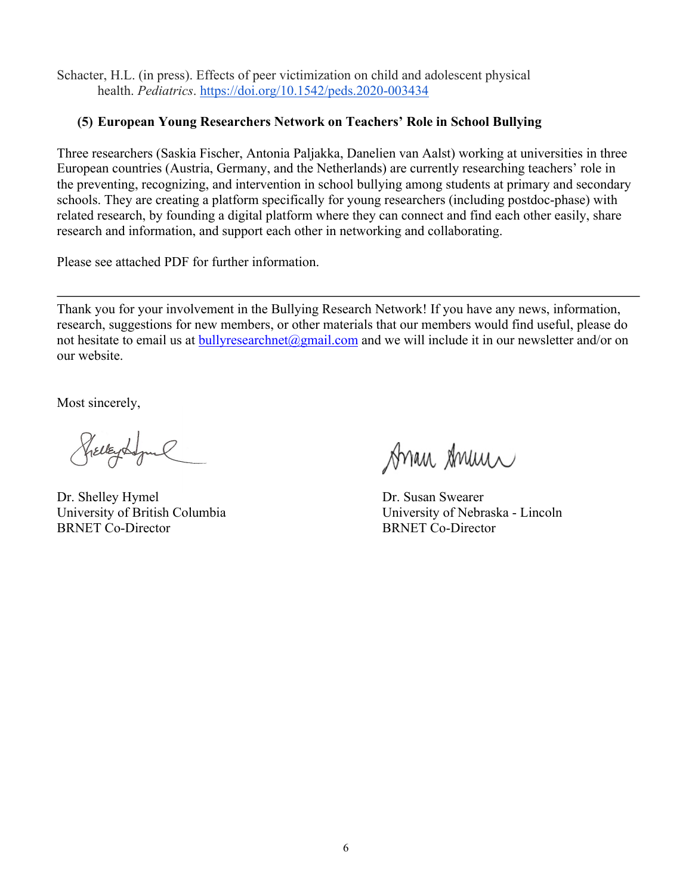Schacter, H.L. (in press). Effects of peer victimization on child and adolescent physical health. *Pediatrics*. https://doi.org/10.1542/peds.2020-003434

### (5) European Young Researchers Network on Teachers' Role in School Bullying

Three researchers (Saskia Fischer, Antonia Paljakka, Danelien van Aalst) working at universities in three European countries (Austria, Germany, and the Netherlands) are currently researching teachers' role in the preventing, recognizing, and intervention in school bullying among students at primary and secondary schools. They are creating a platform specifically for young researchers (including postdoc-phase) with related research, by founding a digital platform where they can connect and find each other easily, share research and information, and support each other in networking and collaborating.

Please see attached PDF for further information.

---

Thank you for your involvement in the Bullying Research Network! If you have any news, information, research, suggestions for new members, or other materials that our members would find useful, please do not hesitate to email us at bullyresearchnet@gmail.com and we will include it in our newsletter and/or on our website.

Most sincerely,

Dr. Shelley Hymel
University of British Columbia
BRNET Co-Director

Dr. Susan Swearer
University of Nebraska - Lincoln
BRNET Co-Director